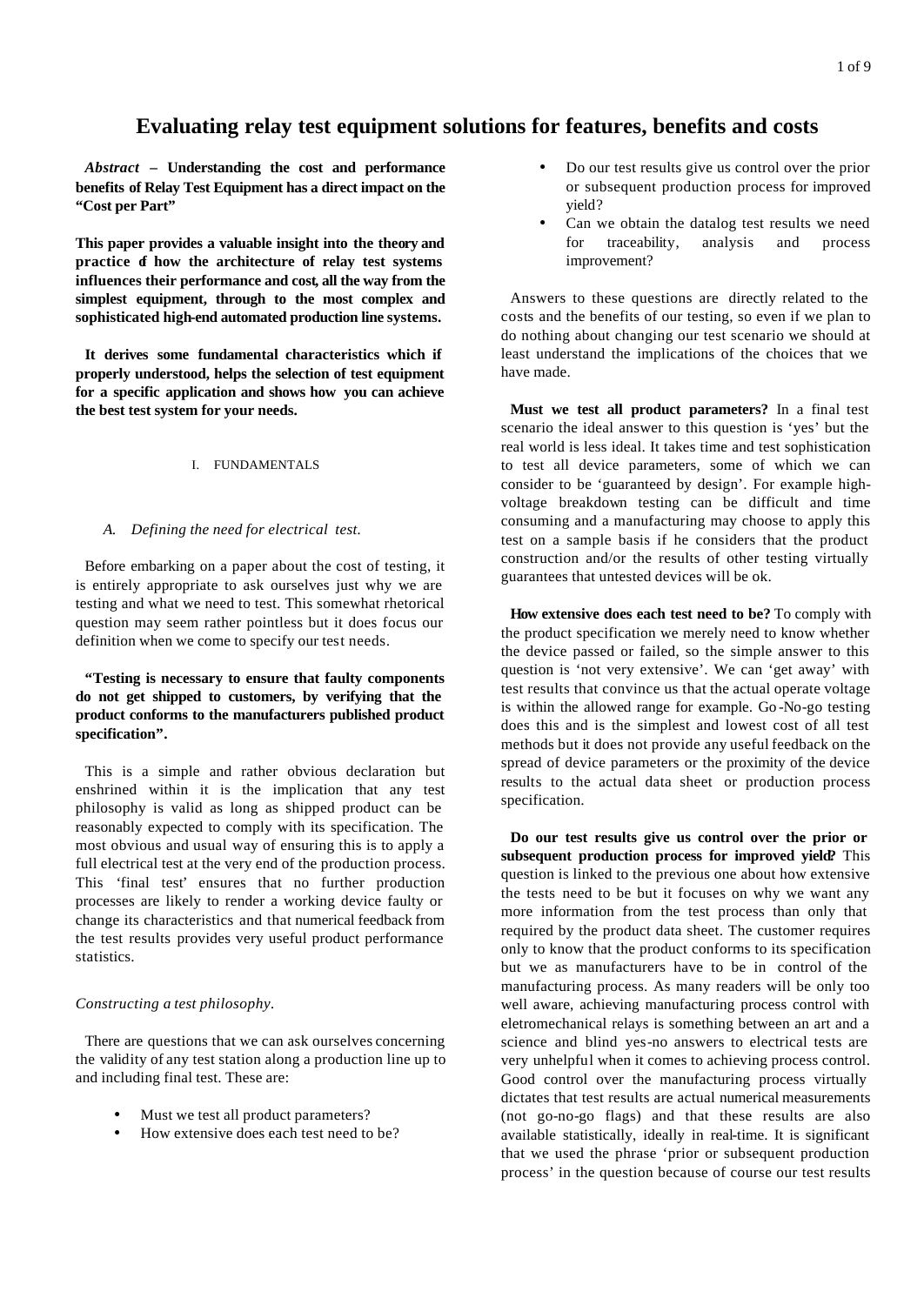# Evaluating relay test equipment solutions for features, benefits and costs

***Abstract* – Understanding the cost and performance benefits of Relay Test Equipment has a direct impact on the "Cost per Part"**

**This paper provides a valuable insight into the theory and practice of how the architecture of relay test systems influences their performance and cost, all the way from the simplest equipment, through to the most complex and sophisticated high-end automated production line systems.**

**It derives some fundamental characteristics which if properly understood, helps the selection of test equipment for a specific application and shows how you can achieve the best test system for your needs.**

## I. FUNDAMENTALS

### *A. Defining the need for electrical test.*

Before embarking on a paper about the cost of testing, it is entirely appropriate to ask ourselves just why we are testing and what we need to test. This somewhat rhetorical question may seem rather pointless but it does focus our definition when we come to specify our test needs.

**"Testing is necessary to ensure that faulty components do not get shipped to customers, by verifying that the product conforms to the manufacturers published product specification".**

This is a simple and rather obvious declaration but enshrined within it is the implication that any test philosophy is valid as long as shipped product can be reasonably expected to comply with its specification. The most obvious and usual way of ensuring this is to apply a full electrical test at the very end of the production process. This 'final test' ensures that no further production processes are likely to render a working device faulty or change its characteristics and that numerical feedback from the test results provides very useful product performance statistics.

*Constructing a test philosophy.*

There are questions that we can ask ourselves concerning the validity of any test station along a production line up to and including final test. These are:

- Must we test all product parameters?
- How extensive does each test need to be?
- Do our test results give us control over the prior or subsequent production process for improved yield?
- Can we obtain the datalog test results we need for traceability, analysis and process improvement?

Answers to these questions are directly related to the costs and the benefits of our testing, so even if we plan to do nothing about changing our test scenario we should at least understand the implications of the choices that we have made.

**Must we test all product parameters?** In a final test scenario the ideal answer to this question is 'yes' but the real world is less ideal. It takes time and test sophistication to test all device parameters, some of which we can consider to be 'guaranteed by design'. For example high-voltage breakdown testing can be difficult and time consuming and a manufacturing may choose to apply this test on a sample basis if he considers that the product construction and/or the results of other testing virtually guarantees that untested devices will be ok.

**How extensive does each test need to be?** To comply with the product specification we merely need to know whether the device passed or failed, so the simple answer to this question is 'not very extensive'. We can 'get away' with test results that convince us that the actual operate voltage is within the allowed range for example. Go-No-go testing does this and is the simplest and lowest cost of all test methods but it does not provide any useful feedback on the spread of device parameters or the proximity of the device results to the actual data sheet or production process specification.

**Do our test results give us control over the prior or subsequent production process for improved yield?** This question is linked to the previous one about how extensive the tests need to be but it focuses on why we want any more information from the test process than only that required by the product data sheet. The customer requires only to know that the product conforms to its specification but we as manufacturers have to be in control of the manufacturing process. As many readers will be only too well aware, achieving manufacturing process control with eletromechanical relays is something between an art and a science and blind yes-no answers to electrical tests are very unhelpful when it comes to achieving process control. Good control over the manufacturing process virtually dictates that test results are actual numerical measurements (not go-no-go flags) and that these results are also available statistically, ideally in real-time. It is significant that we used the phrase 'prior or subsequent production process' in the question because of course our test results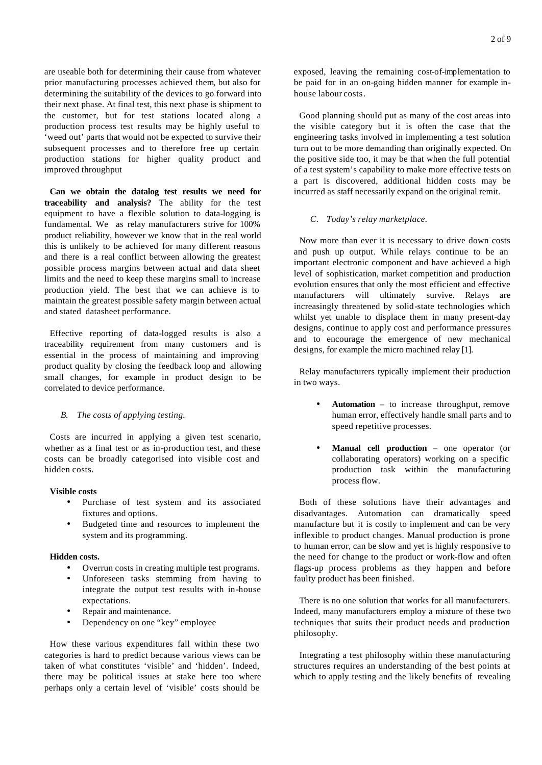are useable both for determining their cause from whatever prior manufacturing processes achieved them, but also for determining the suitability of the devices to go forward into their next phase. At final test, this next phase is shipment to the customer, but for test stations located along a production process test results may be highly useful to 'weed out' parts that would not be expected to survive their subsequent processes and to therefore free up certain production stations for higher quality product and improved throughput

**Can we obtain the datalog test results we need for traceability and analysis?** The ability for the test equipment to have a flexible solution to data-logging is fundamental. We as relay manufacturers strive for 100% product reliability, however we know that in the real world this is unlikely to be achieved for many different reasons and there is a real conflict between allowing the greatest possible process margins between actual and data sheet limits and the need to keep these margins small to increase production yield. The best that we can achieve is to maintain the greatest possible safety margin between actual and stated datasheet performance.

Effective reporting of data-logged results is also a traceability requirement from many customers and is essential in the process of maintaining and improving product quality by closing the feedback loop and allowing small changes, for example in product design to be correlated to device performance.

### *B. The costs of applying testing.*

Costs are incurred in applying a given test scenario, whether as a final test or as in-production test, and these costs can be broadly categorised into visible cost and hidden costs.

**Visible costs**

- Purchase of test system and its associated fixtures and options.
- Budgeted time and resources to implement the system and its programming.

**Hidden costs.**

- Overrun costs in creating multiple test programs.
- Unforeseen tasks stemming from having to integrate the output test results with in-house expectations.
- Repair and maintenance.
- Dependency on one "key" employee

How these various expenditures fall within these two categories is hard to predict because various views can be taken of what constitutes 'visible' and 'hidden'. Indeed, there may be political issues at stake here too where perhaps only a certain level of 'visible' costs should be exposed, leaving the remaining cost-of-implementation to be paid for in an on-going hidden manner for example in-house labour costs.

Good planning should put as many of the cost areas into the visible category but it is often the case that the engineering tasks involved in implementing a test solution turn out to be more demanding than originally expected. On the positive side too, it may be that when the full potential of a test system's capability to make more effective tests on a part is discovered, additional hidden costs may be incurred as staff necessarily expand on the original remit.

### *C. Today's relay marketplace.*

Now more than ever it is necessary to drive down costs and push up output. While relays continue to be an important electronic component and have achieved a high level of sophistication, market competition and production evolution ensures that only the most efficient and effective manufacturers will ultimately survive. Relays are increasingly threatened by solid-state technologies which whilst yet unable to displace them in many present-day designs, continue to apply cost and performance pressures and to encourage the emergence of new mechanical designs, for example the micro machined relay [1].

Relay manufacturers typically implement their production in two ways.

- **Automation** – to increase throughput, remove human error, effectively handle small parts and to speed repetitive processes.
- **Manual cell production** – one operator (or collaborating operators) working on a specific production task within the manufacturing process flow.

Both of these solutions have their advantages and disadvantages. Automation can dramatically speed manufacture but it is costly to implement and can be very inflexible to product changes. Manual production is prone to human error, can be slow and yet is highly responsive to the need for change to the product or work-flow and often flags-up process problems as they happen and before faulty product has been finished.

There is no one solution that works for all manufacturers. Indeed, many manufacturers employ a mixture of these two techniques that suits their product needs and production philosophy.

Integrating a test philosophy within these manufacturing structures requires an understanding of the best points at which to apply testing and the likely benefits of revealing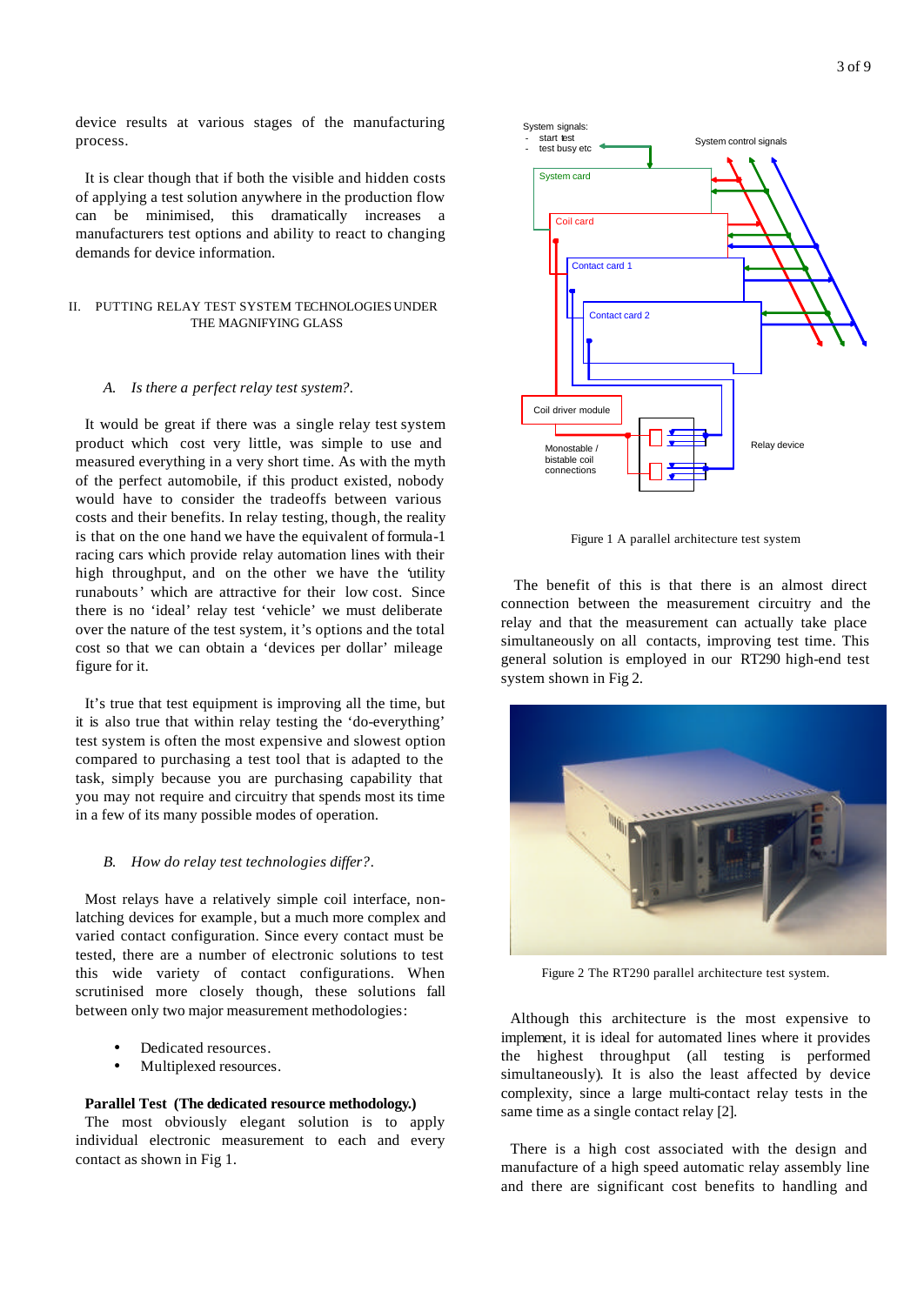device results at various stages of the manufacturing process.

It is clear though that if both the visible and hidden costs of applying a test solution anywhere in the production flow can be minimised, this dramatically increases a manufacturers test options and ability to react to changing demands for device information.

## II. PUTTING RELAY TEST SYSTEM TECHNOLOGIES UNDER THE MAGNIFYING GLASS

### *A. Is there a perfect relay test system?.*

It would be great if there was a single relay test system product which cost very little, was simple to use and measured everything in a very short time. As with the myth of the perfect automobile, if this product existed, nobody would have to consider the tradeoffs between various costs and their benefits. In relay testing, though, the reality is that on the one hand we have the equivalent of formula-1 racing cars which provide relay automation lines with their high throughput, and on the other we have the 'utility runabouts' which are attractive for their low cost. Since there is no 'ideal' relay test 'vehicle' we must deliberate over the nature of the test system, it's options and the total cost so that we can obtain a 'devices per dollar' mileage figure for it.

It's true that test equipment is improving all the time, but it is also true that within relay testing the 'do-everything' test system is often the most expensive and slowest option compared to purchasing a test tool that is adapted to the task, simply because you are purchasing capability that you may not require and circuitry that spends most its time in a few of its many possible modes of operation.

### *B. How do relay test technologies differ?.*

Most relays have a relatively simple coil interface, non-latching devices for example, but a much more complex and varied contact configuration. Since every contact must be tested, there are a number of electronic solutions to test this wide variety of contact configurations. When scrutinised more closely though, these solutions fall between only two major measurement methodologies:

- Dedicated resources.
- Multiplexed resources.

**Parallel Test (The dedicated resource methodology.)**

The most obviously elegant solution is to apply individual electronic measurement to each and every contact as shown in Fig 1.

Figure 1 A parallel architecture test system

The benefit of this is that there is an almost direct connection between the measurement circuitry and the relay and that the measurement can actually take place simultaneously on all contacts, improving test time. This general solution is employed in our RT290 high-end test system shown in Fig 2.

Figure 2 The RT290 parallel architecture test system.

Although this architecture is the most expensive to implement, it is ideal for automated lines where it provides the highest throughput (all testing is performed simultaneously). It is also the least affected by device complexity, since a large multi-contact relay tests in the same time as a single contact relay [2].

There is a high cost associated with the design and manufacture of a high speed automatic relay assembly line and there are significant cost benefits to handling and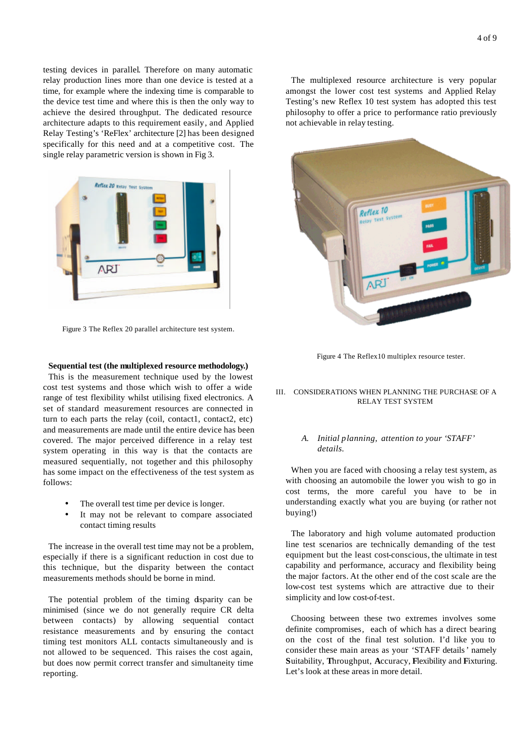testing devices in parallel. Therefore on many automatic relay production lines more than one device is tested at a time, for example where the indexing time is comparable to the device test time and where this is then the only way to achieve the desired throughput. The dedicated resource architecture adapts to this requirement easily, and Applied Relay Testing's 'ReFlex' architecture [2] has been designed specifically for this need and at a competitive cost. The single relay parametric version is shown in Fig 3.

Figure 3 The Reflex 20 parallel architecture test system.

**Sequential test (the multiplexed resource methodology.)**

This is the measurement technique used by the lowest cost test systems and those which wish to offer a wide range of test flexibility whilst utilising fixed electronics. A set of standard measurement resources are connected in turn to each parts the relay (coil, contact1, contact2, etc) and measurements are made until the entire device has been covered. The major perceived difference in a relay test system operating in this way is that the contacts are measured sequentially, not together and this philosophy has some impact on the effectiveness of the test system as follows:

- The overall test time per device is longer.
- It may not be relevant to compare associated contact timing results

The increase in the overall test time may not be a problem, especially if there is a significant reduction in cost due to this technique, but the disparity between the contact measurements methods should be borne in mind.

The potential problem of the timing disparity can be minimised (since we do not generally require CR delta between contacts) by allowing sequential contact resistance measurements and by ensuring the contact timing test monitors ALL contacts simultaneously and is not allowed to be sequenced. This raises the cost again, but does now permit correct transfer and simultaneity time reporting.

The multiplexed resource architecture is very popular amongst the lower cost test systems and Applied Relay Testing's new Reflex 10 test system has adopted this test philosophy to offer a price to performance ratio previously not achievable in relay testing.

Figure 4 The Reflex10 multiplex resource tester.

## III. CONSIDERATIONS WHEN PLANNING THE PURCHASE OF A RELAY TEST SYSTEM

### A. *Initial planning, attention to your 'STAFF' details.*

When you are faced with choosing a relay test system, as with choosing an automobile the lower you wish to go in cost terms, the more careful you have to be in understanding exactly what you are buying (or rather not buying!)

The laboratory and high volume automated production line test scenarios are technically demanding of the test equipment but the least cost-conscious, the ultimate in test capability and performance, accuracy and flexibility being the major factors. At the other end of the cost scale are the low-cost test systems which are attractive due to their simplicity and low cost-of-test.

Choosing between these two extremes involves some definite compromises, each of which has a direct bearing on the cost of the final test solution. I'd like you to consider these main areas as your 'STAFF details' namely **S**uitability, **T**hroughput, **A**ccuracy, **F**lexibility and **F**ixturing. Let's look at these areas in more detail.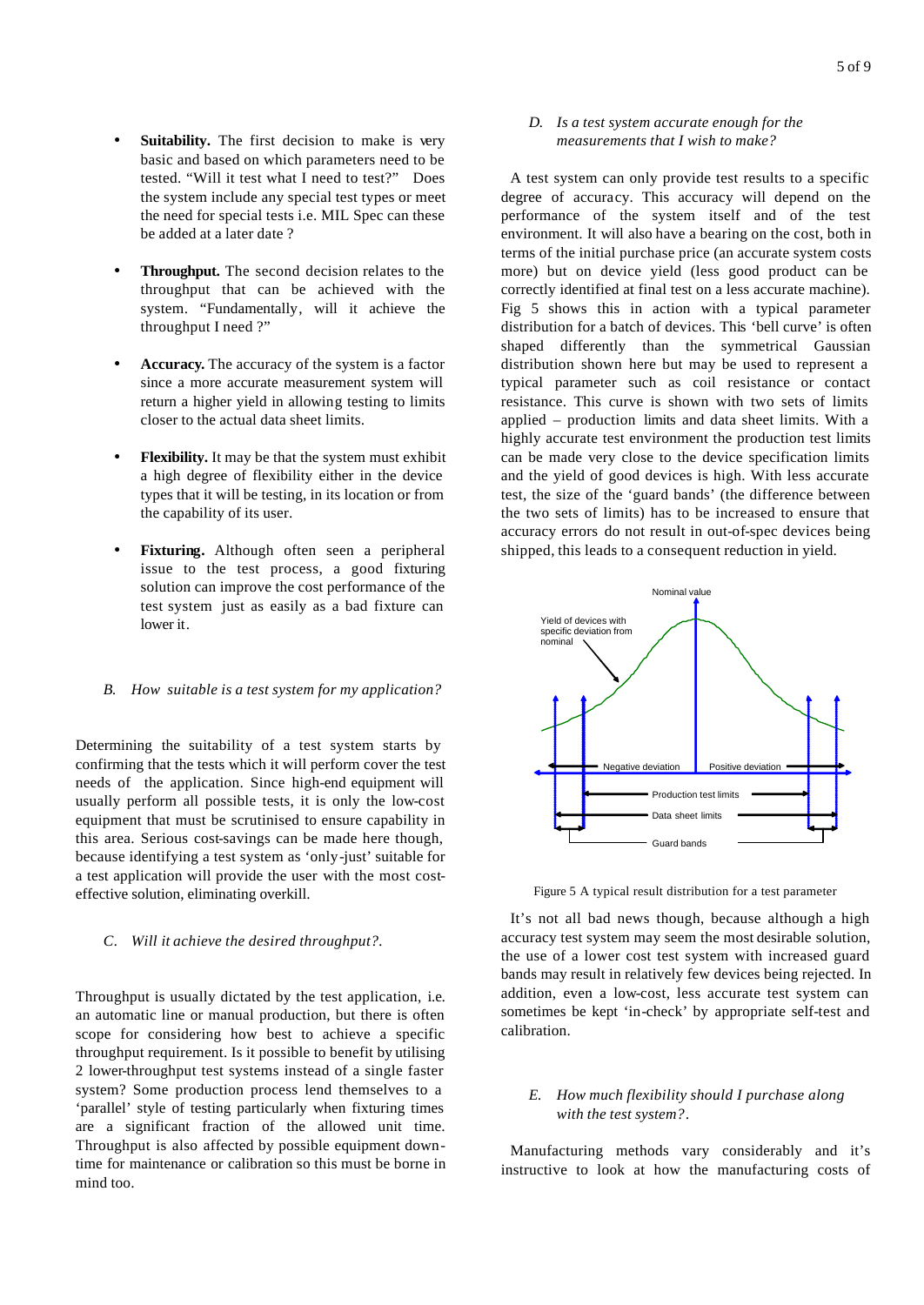- **Suitability.** The first decision to make is very basic and based on which parameters need to be tested. "Will it test what I need to test?" Does the system include any special test types or meet the need for special tests i.e. MIL Spec can these be added at a later date ?

- **Throughput.** The second decision relates to the throughput that can be achieved with the system. "Fundamentally, will it achieve the throughput I need ?"

- **Accuracy.** The accuracy of the system is a factor since a more accurate measurement system will return a higher yield in allowing testing to limits closer to the actual data sheet limits.

- **Flexibility.** It may be that the system must exhibit a high degree of flexibility either in the device types that it will be testing, in its location or from the capability of its user.

- **Fixturing.** Although often seen a peripheral issue to the test process, a good fixturing solution can improve the cost performance of the test system just as easily as a bad fixture can lower it.

### *B. How suitable is a test system for my application?*

Determining the suitability of a test system starts by confirming that the tests which it will perform cover the test needs of the application. Since high-end equipment will usually perform all possible tests, it is only the low-cost equipment that must be scrutinised to ensure capability in this area. Serious cost-savings can be made here though, because identifying a test system as 'only-just' suitable for a test application will provide the user with the most cost-effective solution, eliminating overkill.

### *C. Will it achieve the desired throughput?.*

Throughput is usually dictated by the test application, i.e. an automatic line or manual production, but there is often scope for considering how best to achieve a specific throughput requirement. Is it possible to benefit by utilising 2 lower-throughput test systems instead of a single faster system? Some production process lend themselves to a 'parallel' style of testing particularly when fixturing times are a significant fraction of the allowed unit time. Throughput is also affected by possible equipment down-time for maintenance or calibration so this must be borne in mind too.

### *D. Is a test system accurate enough for the measurements that I wish to make?*

A test system can only provide test results to a specific degree of accuracy. This accuracy will depend on the performance of the system itself and of the test environment. It will also have a bearing on the cost, both in terms of the initial purchase price (an accurate system costs more) but on device yield (less good product can be correctly identified at final test on a less accurate machine). Fig 5 shows this in action with a typical parameter distribution for a batch of devices. This 'bell curve' is often shaped differently than the symmetrical Gaussian distribution shown here but may be used to represent a typical parameter such as coil resistance or contact resistance. This curve is shown with two sets of limits applied – production limits and data sheet limits. With a highly accurate test environment the production test limits can be made very close to the device specification limits and the yield of good devices is high. With less accurate test, the size of the 'guard bands' (the difference between the two sets of limits) has to be increased to ensure that accuracy errors do not result in out-of-spec devices being shipped, this leads to a consequent reduction in yield.

Figure 5 A typical result distribution for a test parameter

It's not all bad news though, because although a high accuracy test system may seem the most desirable solution, the use of a lower cost test system with increased guard bands may result in relatively few devices being rejected. In addition, even a low-cost, less accurate test system can sometimes be kept 'in-check' by appropriate self-test and calibration.

### *E. How much flexibility should I purchase along with the test system?.*

Manufacturing methods vary considerably and it's instructive to look at how the manufacturing costs of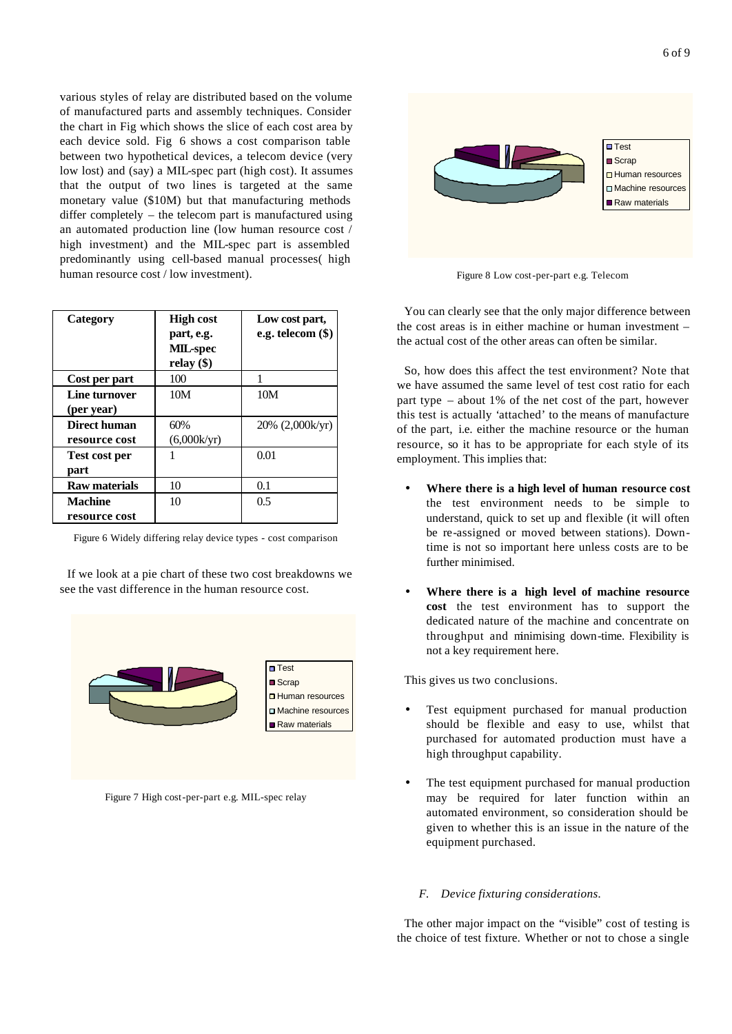various styles of relay are distributed based on the volume of manufactured parts and assembly techniques. Consider the chart in Fig which shows the slice of each cost area by each device sold. Fig 6 shows a cost comparison table between two hypothetical devices, a telecom device (very low lost) and (say) a MIL-spec part (high cost). It assumes that the output of two lines is targeted at the same monetary value ($10M) but that manufacturing methods differ completely – the telecom part is manufactured using an automated production line (low human resource cost / high investment) and the MIL-spec part is assembled predominantly using cell-based manual processes( high human resource cost / low investment).

| Category | High cost part, e.g. MIL-spec relay ($) | Low cost part, e.g. telecom ($) |
|---|---|---|
| Cost per part | 100 | 1 |
| Line turnover (per year) | 10M | 10M |
| Direct human resource cost | 60% (6,000k/yr) | 20% (2,000k/yr) |
| Test cost per part | 1 | 0.01 |
| Raw materials | 10 | 0.1 |
| Machine resource cost | 10 | 0.5 |

Figure 6 Widely differing relay device types - cost comparison

If we look at a pie chart of these two cost breakdowns we see the vast difference in the human resource cost.

Figure 7 High cost-per-part e.g. MIL-spec relay

Figure 8 Low cost-per-part e.g. Telecom

You can clearly see that the only major difference between the cost areas is in either machine or human investment – the actual cost of the other areas can often be similar.

So, how does this affect the test environment? Note that we have assumed the same level of test cost ratio for each part type – about 1% of the net cost of the part, however this test is actually 'attached' to the means of manufacture of the part, i.e. either the machine resource or the human resource, so it has to be appropriate for each style of its employment. This implies that:

- **Where there is a high level of human resource cost** the test environment needs to be simple to understand, quick to set up and flexible (it will often be re-assigned or moved between stations). Down-time is not so important here unless costs are to be further minimised.

- **Where there is a high level of machine resource cost** the test environment has to support the dedicated nature of the machine and concentrate on throughput and minimising down-time. Flexibility is not a key requirement here.

This gives us two conclusions.

- Test equipment purchased for manual production should be flexible and easy to use, whilst that purchased for automated production must have a high throughput capability.

- The test equipment purchased for manual production may be required for later function within an automated environment, so consideration should be given to whether this is an issue in the nature of the equipment purchased.

### *F. Device fixturing considerations.*

The other major impact on the "visible" cost of testing is the choice of test fixture. Whether or not to chose a single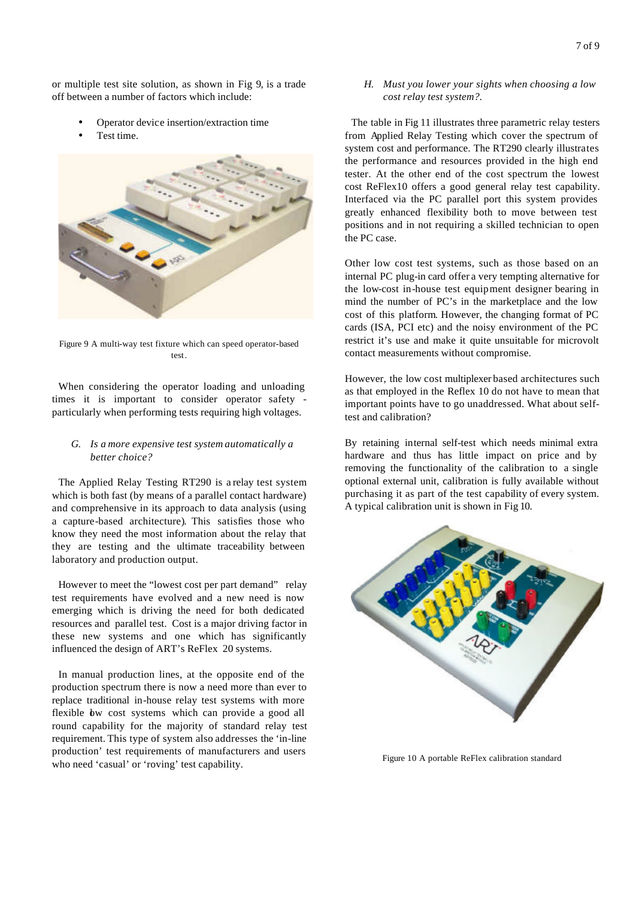or multiple test site solution, as shown in Fig 9, is a trade off between a number of factors which include:

- Operator device insertion/extraction time
- Test time.

Figure 9 A multi-way test fixture which can speed operator-based test.

When considering the operator loading and unloading times it is important to consider operator safety - particularly when performing tests requiring high voltages.

### *G. Is a more expensive test system automatically a better choice?*

The Applied Relay Testing RT290 is a relay test system which is both fast (by means of a parallel contact hardware) and comprehensive in its approach to data analysis (using a capture-based architecture). This satisfies those who know they need the most information about the relay that they are testing and the ultimate traceability between laboratory and production output.

However to meet the "lowest cost per part demand" relay test requirements have evolved and a new need is now emerging which is driving the need for both dedicated resources and parallel test. Cost is a major driving factor in these new systems and one which has significantly influenced the design of ART's ReFlex 20 systems.

In manual production lines, at the opposite end of the production spectrum there is now a need more than ever to replace traditional in-house relay test systems with more flexible low cost systems which can provide a good all round capability for the majority of standard relay test requirement. This type of system also addresses the 'in-line production' test requirements of manufacturers and users who need 'casual' or 'roving' test capability.

### *H. Must you lower your sights when choosing a low cost relay test system?.*

The table in Fig 11 illustrates three parametric relay testers from Applied Relay Testing which cover the spectrum of system cost and performance. The RT290 clearly illustrates the performance and resources provided in the high end tester. At the other end of the cost spectrum the lowest cost ReFlex10 offers a good general relay test capability. Interfaced via the PC parallel port this system provides greatly enhanced flexibility both to move between test positions and in not requiring a skilled technician to open the PC case.

Other low cost test systems, such as those based on an internal PC plug-in card offer a very tempting alternative for the low-cost in-house test equipment designer bearing in mind the number of PC's in the marketplace and the low cost of this platform. However, the changing format of PC cards (ISA, PCI etc) and the noisy environment of the PC restrict it's use and make it quite unsuitable for microvolt contact measurements without compromise.

However, the low cost multiplexer based architectures such as that employed in the Reflex 10 do not have to mean that important points have to go unaddressed. What about self-test and calibration?

By retaining internal self-test which needs minimal extra hardware and thus has little impact on price and by removing the functionality of the calibration to a single optional external unit, calibration is fully available without purchasing it as part of the test capability of every system. A typical calibration unit is shown in Fig 10.

Figure 10 A portable ReFlex calibration standard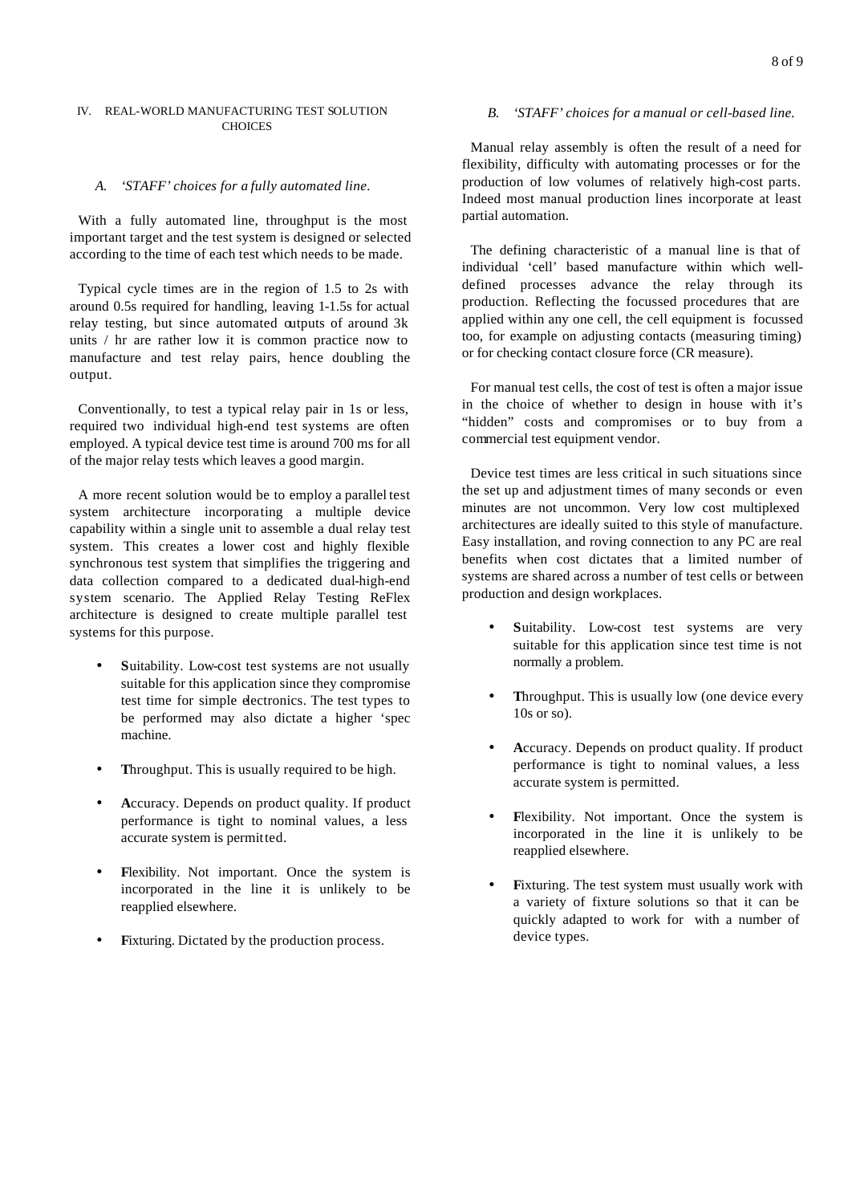## IV. REAL-WORLD MANUFACTURING TEST SOLUTION CHOICES

### *A. 'STAFF' choices for a fully automated line.*

With a fully automated line, throughput is the most important target and the test system is designed or selected according to the time of each test which needs to be made.

Typical cycle times are in the region of 1.5 to 2s with around 0.5s required for handling, leaving 1-1.5s for actual relay testing, but since automated outputs of around 3k units / hr are rather low it is common practice now to manufacture and test relay pairs, hence doubling the output.

Conventionally, to test a typical relay pair in 1s or less, required two individual high-end test systems are often employed. A typical device test time is around 700 ms for all of the major relay tests which leaves a good margin.

A more recent solution would be to employ a parallel test system architecture incorporating a multiple device capability within a single unit to assemble a dual relay test system. This creates a lower cost and highly flexible synchronous test system that simplifies the triggering and data collection compared to a dedicated dual-high-end system scenario. The Applied Relay Testing ReFlex architecture is designed to create multiple parallel test systems for this purpose.

- **S**uitability. Low-cost test systems are not usually suitable for this application since they compromise test time for simple electronics. The test types to be performed may also dictate a higher 'spec machine.
- **T**hroughput. This is usually required to be high.
- **A**ccuracy. Depends on product quality. If product performance is tight to nominal values, a less accurate system is permitted.
- **F**lexibility. Not important. Once the system is incorporated in the line it is unlikely to be reapplied elsewhere.
- **F**ixturing. Dictated by the production process.

### *B. 'STAFF' choices for a manual or cell-based line.*

Manual relay assembly is often the result of a need for flexibility, difficulty with automating processes or for the production of low volumes of relatively high-cost parts. Indeed most manual production lines incorporate at least partial automation.

The defining characteristic of a manual line is that of individual 'cell' based manufacture within which well-defined processes advance the relay through its production. Reflecting the focussed procedures that are applied within any one cell, the cell equipment is focussed too, for example on adjusting contacts (measuring timing) or for checking contact closure force (CR measure).

For manual test cells, the cost of test is often a major issue in the choice of whether to design in house with it's "hidden" costs and compromises or to buy from a commercial test equipment vendor.

Device test times are less critical in such situations since the set up and adjustment times of many seconds or even minutes are not uncommon. Very low cost multiplexed architectures are ideally suited to this style of manufacture. Easy installation, and roving connection to any PC are real benefits when cost dictates that a limited number of systems are shared across a number of test cells or between production and design workplaces.

- **S**uitability. Low-cost test systems are very suitable for this application since test time is not normally a problem.
- **T**hroughput. This is usually low (one device every 10s or so).
- **A**ccuracy. Depends on product quality. If product performance is tight to nominal values, a less accurate system is permitted.
- **F**lexibility. Not important. Once the system is incorporated in the line it is unlikely to be reapplied elsewhere.
- **F**ixturing. The test system must usually work with a variety of fixture solutions so that it can be quickly adapted to work for with a number of device types.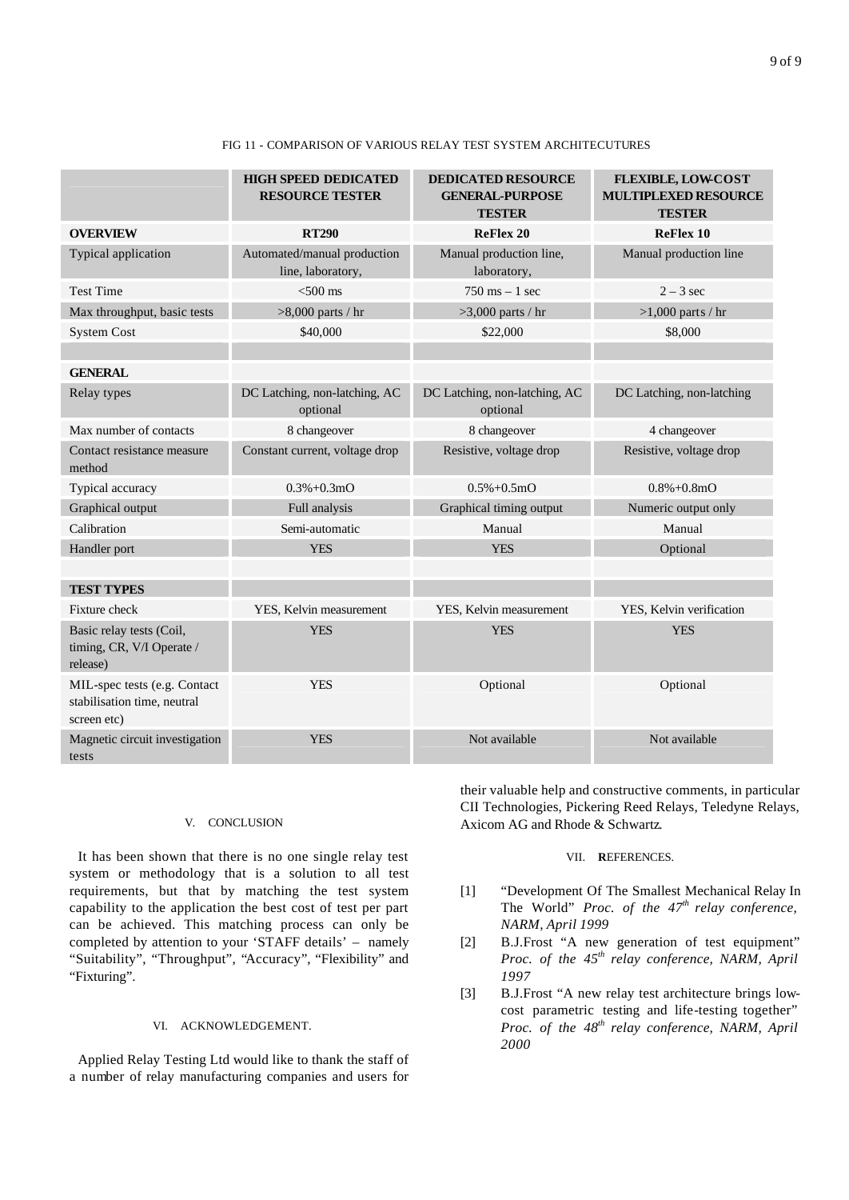FIG 11 - COMPARISON OF VARIOUS RELAY TEST SYSTEM ARCHITECUTURES

| | HIGH SPEED DEDICATED RESOURCE TESTER | DEDICATED RESOURCE GENERAL-PURPOSE TESTER | FLEXIBLE, LOW-COST MULTIPLEXED RESOURCE TESTER |
|---|---|---|---|
| **OVERVIEW** | **RT290** | **ReFlex 20** | **ReFlex 10** |
| Typical application | Automated/manual production line, laboratory, | Manual production line, laboratory, | Manual production line |
| Test Time | <500 ms | 750 ms – 1 sec | 2 – 3 sec |
| Max throughput, basic tests | >8,000 parts / hr | >3,000 parts / hr | >1,000 parts / hr |
| System Cost | $40,000 | $22,000 | $8,000 |
| | | | |
| **GENERAL** | | | |
| Relay types | DC Latching, non-latching, AC optional | DC Latching, non-latching, AC optional | DC Latching, non-latching |
| Max number of contacts | 8 changeover | 8 changeover | 4 changeover |
| Contact resistance measure method | Constant current, voltage drop | Resistive, voltage drop | Resistive, voltage drop |
| Typical accuracy | 0.3%+0.3mO | 0.5%+0.5mO | 0.8%+0.8mO |
| Graphical output | Full analysis | Graphical timing output | Numeric output only |
| Calibration | Semi-automatic | Manual | Manual |
| Handler port | YES | YES | Optional |
| | | | |
| **TEST TYPES** | | | |
| Fixture check | YES, Kelvin measurement | YES, Kelvin measurement | YES, Kelvin verification |
| Basic relay tests (Coil, timing, CR, V/I Operate / release) | YES | YES | YES |
| MIL-spec tests (e.g. Contact stabilisation time, neutral screen etc) | YES | Optional | Optional |
| Magnetic circuit investigation tests | YES | Not available | Not available |

## V. CONCLUSION

It has been shown that there is no one single relay test system or methodology that is a solution to all test requirements, but that by matching the test system capability to the application the best cost of test per part can be achieved. This matching process can only be completed by attention to your 'STAFF details' – namely "Suitability", "Throughput", "Accuracy", "Flexibility" and "Fixturing".

## VI. ACKNOWLEDGEMENT.

Applied Relay Testing Ltd would like to thank the staff of a number of relay manufacturing companies and users for their valuable help and constructive comments, in particular CII Technologies, Pickering Reed Relays, Teledyne Relays, Axicom AG and Rhode & Schwartz.

## VII. REFERENCES.

[1] "Development Of The Smallest Mechanical Relay In The World" *Proc. of the 47th relay conference, NARM, April 1999*

[2] B.J.Frost "A new generation of test equipment" *Proc. of the 45th relay conference, NARM, April 1997*

[3] B.J.Frost "A new relay test architecture brings low-cost parametric testing and life-testing together" *Proc. of the 48th relay conference, NARM, April 2000*